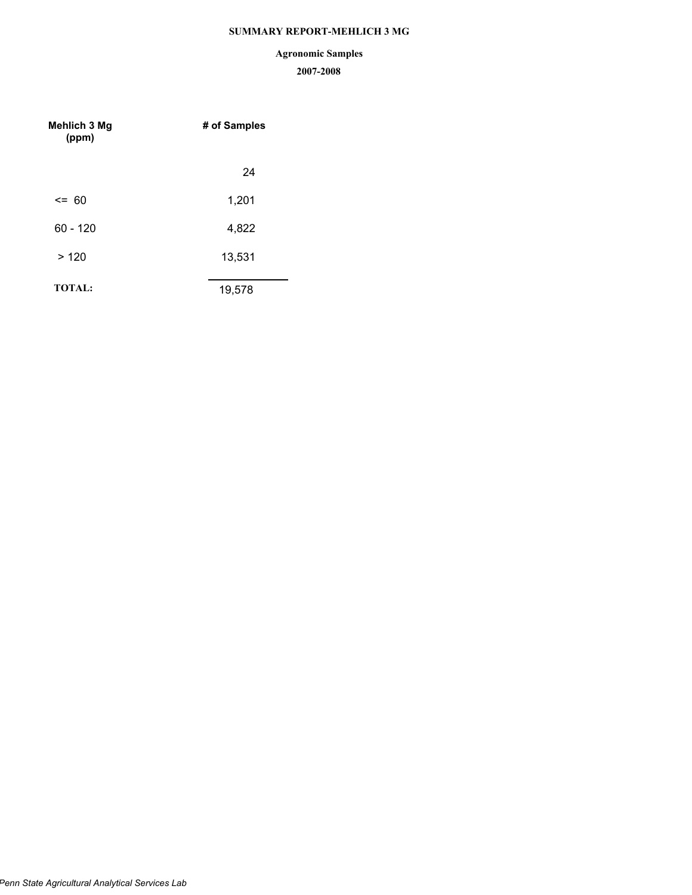# SUMMARY REPORT-MEHLICH 3 MG

## Agronomic Samples

### 2007-2008

| Mehlich 3 Mg (ppm) | # of Samples |
| --- | --- |
| | 24 |
| <= 60 | 1,201 |
| 60 - 120 | 4,822 |
| > 120 | 13,531 |
| **TOTAL:** | 19,578 |

*Penn State Agricultural Analytical Services Lab*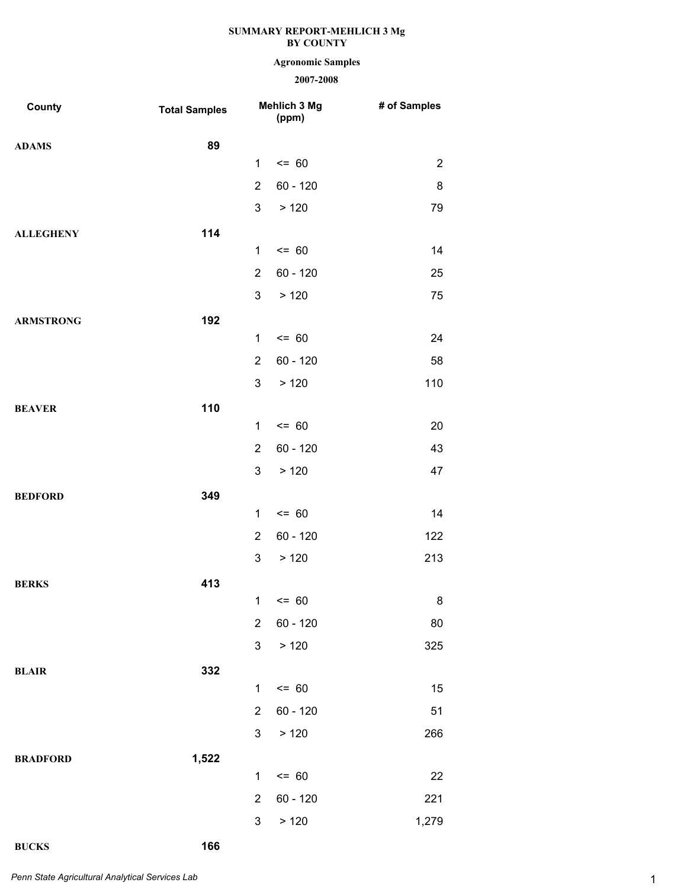**SUMMARY REPORT-MEHLICH 3 Mg BY COUNTY**

**Agronomic Samples**

**2007-2008**

| County | Total Samples | | Mehlich 3 Mg (ppm) | # of Samples |
|---|---|---|---|---|
| **ADAMS** | **89** | | | |
| | | 1 | <= 60 | 2 |
| | | 2 | 60 - 120 | 8 |
| | | 3 | > 120 | 79 |
| **ALLEGHENY** | **114** | | | |
| | | 1 | <= 60 | 14 |
| | | 2 | 60 - 120 | 25 |
| | | 3 | > 120 | 75 |
| **ARMSTRONG** | **192** | | | |
| | | 1 | <= 60 | 24 |
| | | 2 | 60 - 120 | 58 |
| | | 3 | > 120 | 110 |
| **BEAVER** | **110** | | | |
| | | 1 | <= 60 | 20 |
| | | 2 | 60 - 120 | 43 |
| | | 3 | > 120 | 47 |
| **BEDFORD** | **349** | | | |
| | | 1 | <= 60 | 14 |
| | | 2 | 60 - 120 | 122 |
| | | 3 | > 120 | 213 |
| **BERKS** | **413** | | | |
| | | 1 | <= 60 | 8 |
| | | 2 | 60 - 120 | 80 |
| | | 3 | > 120 | 325 |
| **BLAIR** | **332** | | | |
| | | 1 | <= 60 | 15 |
| | | 2 | 60 - 120 | 51 |
| | | 3 | > 120 | 266 |
| **BRADFORD** | **1,522** | | | |
| | | 1 | <= 60 | 22 |
| | | 2 | 60 - 120 | 221 |
| | | 3 | > 120 | 1,279 |
| **BUCKS** | **166** | | | |

*Penn State Agricultural Analytical Services Lab*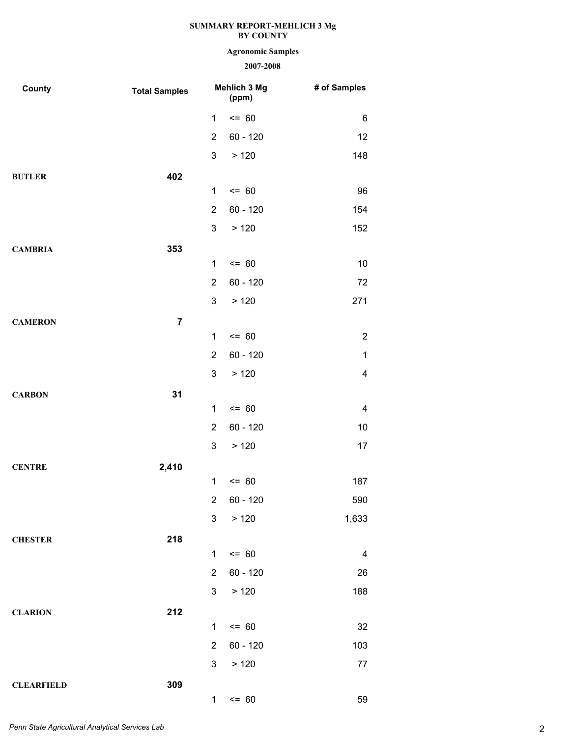**SUMMARY REPORT-MEHLICH 3 Mg**
**BY COUNTY**

**Agronomic Samples**

**2007-2008**

| County | Total Samples | | Mehlich 3 Mg (ppm) | # of Samples |
|---|---|---|---|---|
| | | 1 | <= 60 | 6 |
| | | 2 | 60 - 120 | 12 |
| | | 3 | > 120 | 148 |
| **BUTLER** | **402** | | | |
| | | 1 | <= 60 | 96 |
| | | 2 | 60 - 120 | 154 |
| | | 3 | > 120 | 152 |
| **CAMBRIA** | **353** | | | |
| | | 1 | <= 60 | 10 |
| | | 2 | 60 - 120 | 72 |
| | | 3 | > 120 | 271 |
| **CAMERON** | **7** | | | |
| | | 1 | <= 60 | 2 |
| | | 2 | 60 - 120 | 1 |
| | | 3 | > 120 | 4 |
| **CARBON** | **31** | | | |
| | | 1 | <= 60 | 4 |
| | | 2 | 60 - 120 | 10 |
| | | 3 | > 120 | 17 |
| **CENTRE** | **2,410** | | | |
| | | 1 | <= 60 | 187 |
| | | 2 | 60 - 120 | 590 |
| | | 3 | > 120 | 1,633 |
| **CHESTER** | **218** | | | |
| | | 1 | <= 60 | 4 |
| | | 2 | 60 - 120 | 26 |
| | | 3 | > 120 | 188 |
| **CLARION** | **212** | | | |
| | | 1 | <= 60 | 32 |
| | | 2 | 60 - 120 | 103 |
| | | 3 | > 120 | 77 |
| **CLEARFIELD** | **309** | | | |
| | | 1 | <= 60 | 59 |

*Penn State Agricultural Analytical Services Lab*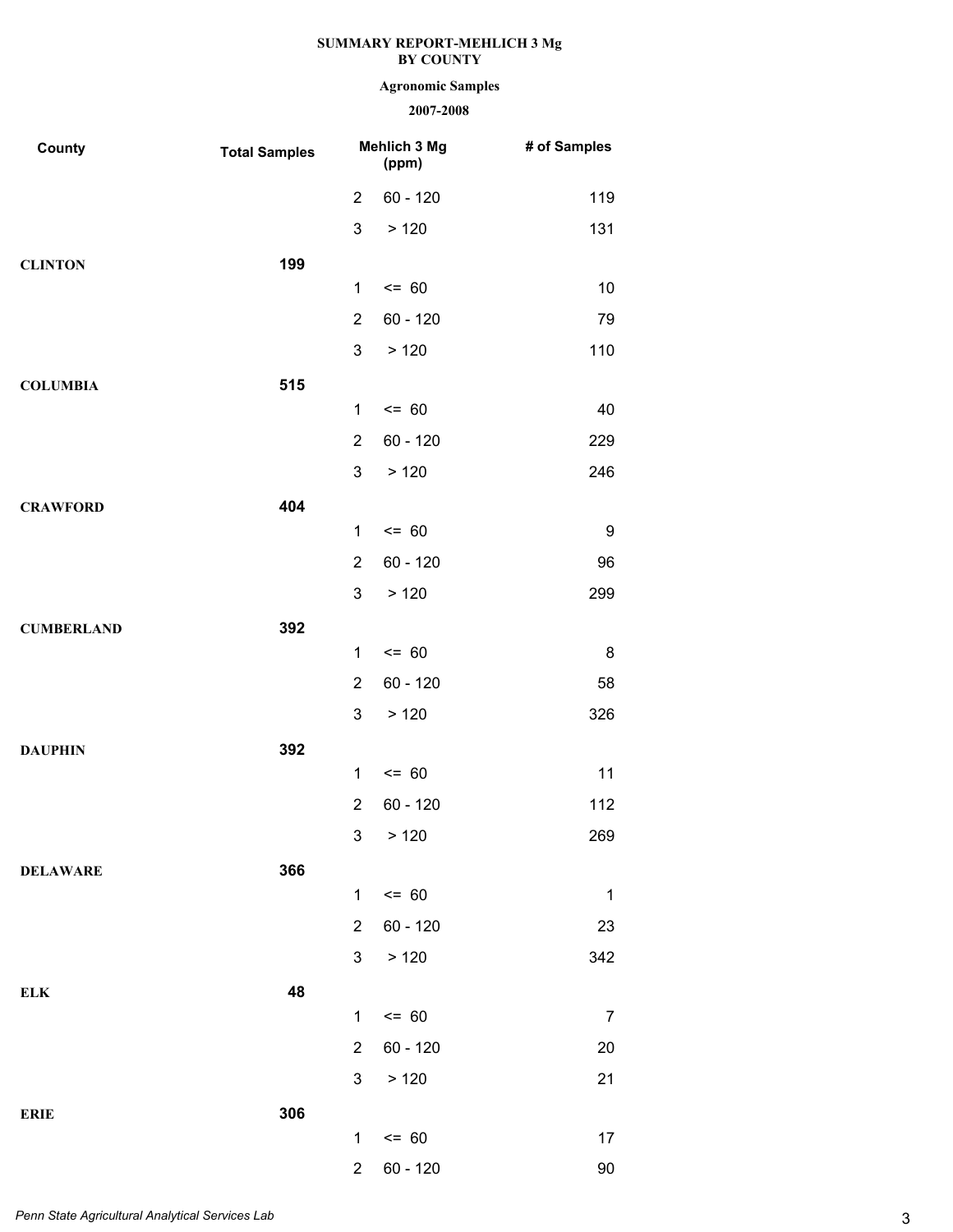**SUMMARY REPORT-MEHLICH 3 Mg**
**BY COUNTY**

**Agronomic Samples**

**2007-2008**

| County | Total Samples | | Mehlich 3 Mg (ppm) | # of Samples |
|---|---|---|---|---|
| | | 2 | 60 - 120 | 119 |
| | | 3 | > 120 | 131 |
| **CLINTON** | **199** | | | |
| | | 1 | <= 60 | 10 |
| | | 2 | 60 - 120 | 79 |
| | | 3 | > 120 | 110 |
| **COLUMBIA** | **515** | | | |
| | | 1 | <= 60 | 40 |
| | | 2 | 60 - 120 | 229 |
| | | 3 | > 120 | 246 |
| **CRAWFORD** | **404** | | | |
| | | 1 | <= 60 | 9 |
| | | 2 | 60 - 120 | 96 |
| | | 3 | > 120 | 299 |
| **CUMBERLAND** | **392** | | | |
| | | 1 | <= 60 | 8 |
| | | 2 | 60 - 120 | 58 |
| | | 3 | > 120 | 326 |
| **DAUPHIN** | **392** | | | |
| | | 1 | <= 60 | 11 |
| | | 2 | 60 - 120 | 112 |
| | | 3 | > 120 | 269 |
| **DELAWARE** | **366** | | | |
| | | 1 | <= 60 | 1 |
| | | 2 | 60 - 120 | 23 |
| | | 3 | > 120 | 342 |
| **ELK** | **48** | | | |
| | | 1 | <= 60 | 7 |
| | | 2 | 60 - 120 | 20 |
| | | 3 | > 120 | 21 |
| **ERIE** | **306** | | | |
| | | 1 | <= 60 | 17 |
| | | 2 | 60 - 120 | 90 |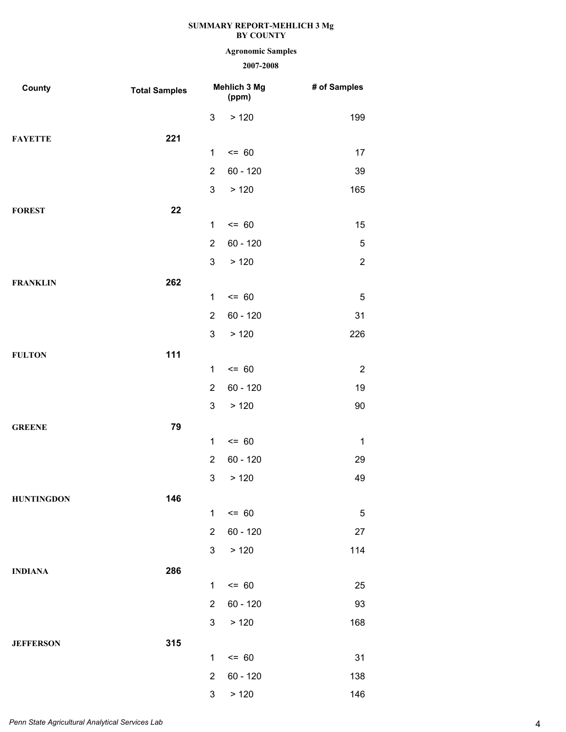**SUMMARY REPORT-MEHLICH 3 Mg**
**BY COUNTY**

**Agronomic Samples**

**2007-2008**

| County | Total Samples | | Mehlich 3 Mg (ppm) | # of Samples |
|---|---|---|---|---|
| | | 3 | > 120 | 199 |
| **FAYETTE** | **221** | | | |
| | | 1 | <= 60 | 17 |
| | | 2 | 60 - 120 | 39 |
| | | 3 | > 120 | 165 |
| **FOREST** | **22** | | | |
| | | 1 | <= 60 | 15 |
| | | 2 | 60 - 120 | 5 |
| | | 3 | > 120 | 2 |
| **FRANKLIN** | **262** | | | |
| | | 1 | <= 60 | 5 |
| | | 2 | 60 - 120 | 31 |
| | | 3 | > 120 | 226 |
| **FULTON** | **111** | | | |
| | | 1 | <= 60 | 2 |
| | | 2 | 60 - 120 | 19 |
| | | 3 | > 120 | 90 |
| **GREENE** | **79** | | | |
| | | 1 | <= 60 | 1 |
| | | 2 | 60 - 120 | 29 |
| | | 3 | > 120 | 49 |
| **HUNTINGDON** | **146** | | | |
| | | 1 | <= 60 | 5 |
| | | 2 | 60 - 120 | 27 |
| | | 3 | > 120 | 114 |
| **INDIANA** | **286** | | | |
| | | 1 | <= 60 | 25 |
| | | 2 | 60 - 120 | 93 |
| | | 3 | > 120 | 168 |
| **JEFFERSON** | **315** | | | |
| | | 1 | <= 60 | 31 |
| | | 2 | 60 - 120 | 138 |
| | | 3 | > 120 | 146 |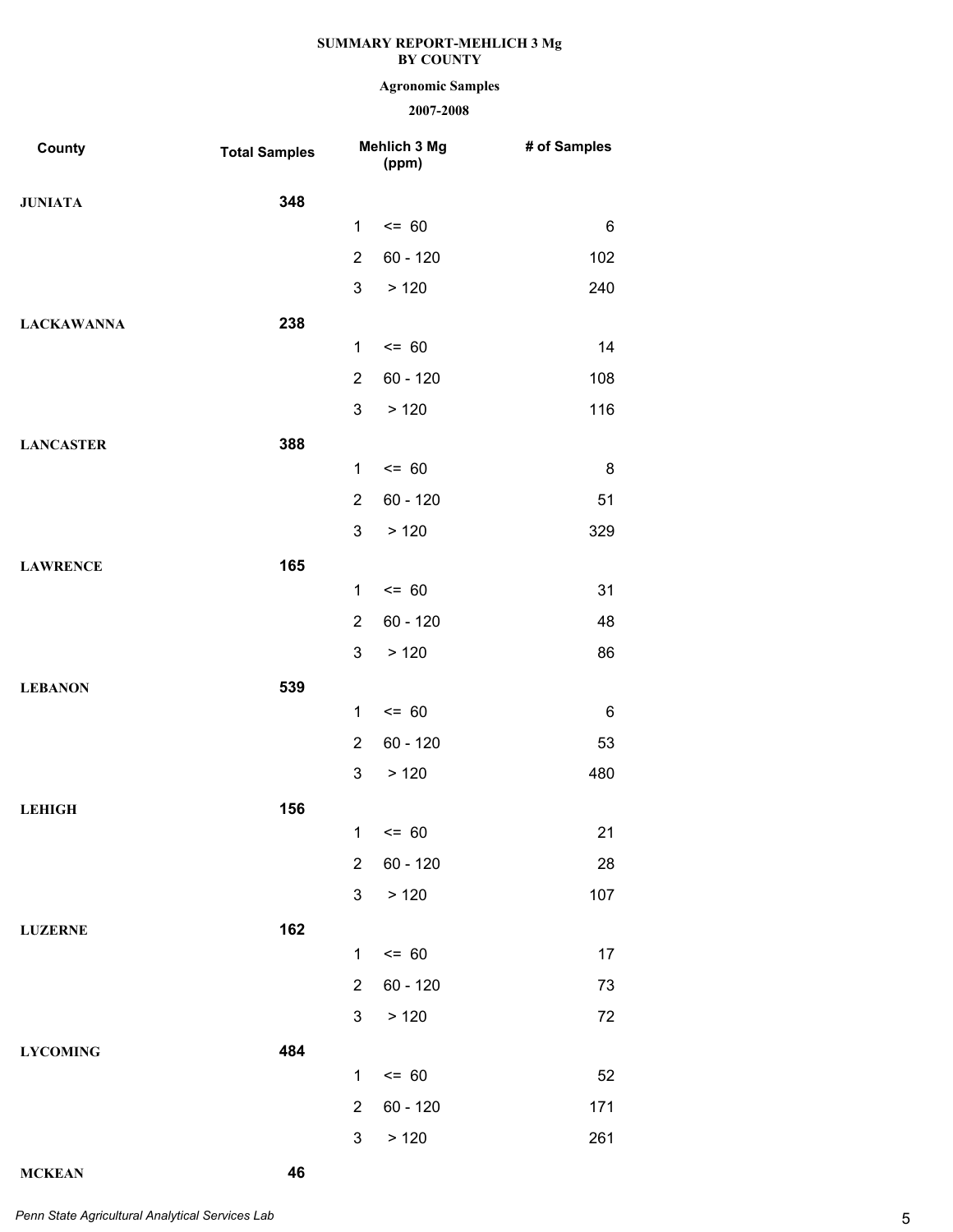**SUMMARY REPORT-MEHLICH 3 Mg**
**BY COUNTY**

**Agronomic Samples**

**2007-2008**

| County | Total Samples | | Mehlich 3 Mg (ppm) | # of Samples |
|---|---|---|---|---|
| **JUNIATA** | **348** | | | |
| | | 1 | <= 60 | 6 |
| | | 2 | 60 - 120 | 102 |
| | | 3 | > 120 | 240 |
| **LACKAWANNA** | **238** | | | |
| | | 1 | <= 60 | 14 |
| | | 2 | 60 - 120 | 108 |
| | | 3 | > 120 | 116 |
| **LANCASTER** | **388** | | | |
| | | 1 | <= 60 | 8 |
| | | 2 | 60 - 120 | 51 |
| | | 3 | > 120 | 329 |
| **LAWRENCE** | **165** | | | |
| | | 1 | <= 60 | 31 |
| | | 2 | 60 - 120 | 48 |
| | | 3 | > 120 | 86 |
| **LEBANON** | **539** | | | |
| | | 1 | <= 60 | 6 |
| | | 2 | 60 - 120 | 53 |
| | | 3 | > 120 | 480 |
| **LEHIGH** | **156** | | | |
| | | 1 | <= 60 | 21 |
| | | 2 | 60 - 120 | 28 |
| | | 3 | > 120 | 107 |
| **LUZERNE** | **162** | | | |
| | | 1 | <= 60 | 17 |
| | | 2 | 60 - 120 | 73 |
| | | 3 | > 120 | 72 |
| **LYCOMING** | **484** | | | |
| | | 1 | <= 60 | 52 |
| | | 2 | 60 - 120 | 171 |
| | | 3 | > 120 | 261 |
| **MCKEAN** | **46** | | | |

*Penn State Agricultural Analytical Services Lab*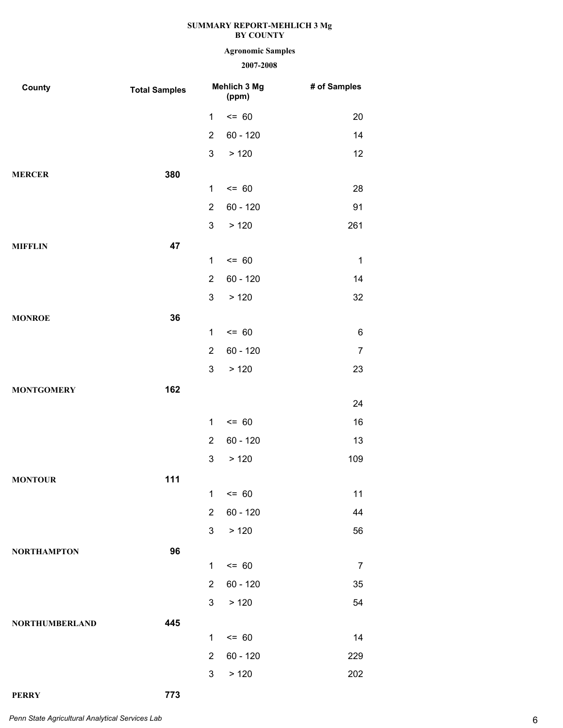**SUMMARY REPORT-MEHLICH 3 Mg**
**BY COUNTY**

**Agronomic Samples**

**2007-2008**

| County | Total Samples | | Mehlich 3 Mg (ppm) | # of Samples |
|---|---|---|---|---|
| | | 1 | <= 60 | 20 |
| | | 2 | 60 - 120 | 14 |
| | | 3 | > 120 | 12 |
| **MERCER** | **380** | | | |
| | | 1 | <= 60 | 28 |
| | | 2 | 60 - 120 | 91 |
| | | 3 | > 120 | 261 |
| **MIFFLIN** | **47** | | | |
| | | 1 | <= 60 | 1 |
| | | 2 | 60 - 120 | 14 |
| | | 3 | > 120 | 32 |
| **MONROE** | **36** | | | |
| | | 1 | <= 60 | 6 |
| | | 2 | 60 - 120 | 7 |
| | | 3 | > 120 | 23 |
| **MONTGOMERY** | **162** | | | |
| | | | | 24 |
| | | 1 | <= 60 | 16 |
| | | 2 | 60 - 120 | 13 |
| | | 3 | > 120 | 109 |
| **MONTOUR** | **111** | | | |
| | | 1 | <= 60 | 11 |
| | | 2 | 60 - 120 | 44 |
| | | 3 | > 120 | 56 |
| **NORTHAMPTON** | **96** | | | |
| | | 1 | <= 60 | 7 |
| | | 2 | 60 - 120 | 35 |
| | | 3 | > 120 | 54 |
| **NORTHUMBERLAND** | **445** | | | |
| | | 1 | <= 60 | 14 |
| | | 2 | 60 - 120 | 229 |
| | | 3 | > 120 | 202 |
| **PERRY** | **773** | | | |

*Penn State Agricultural Analytical Services Lab*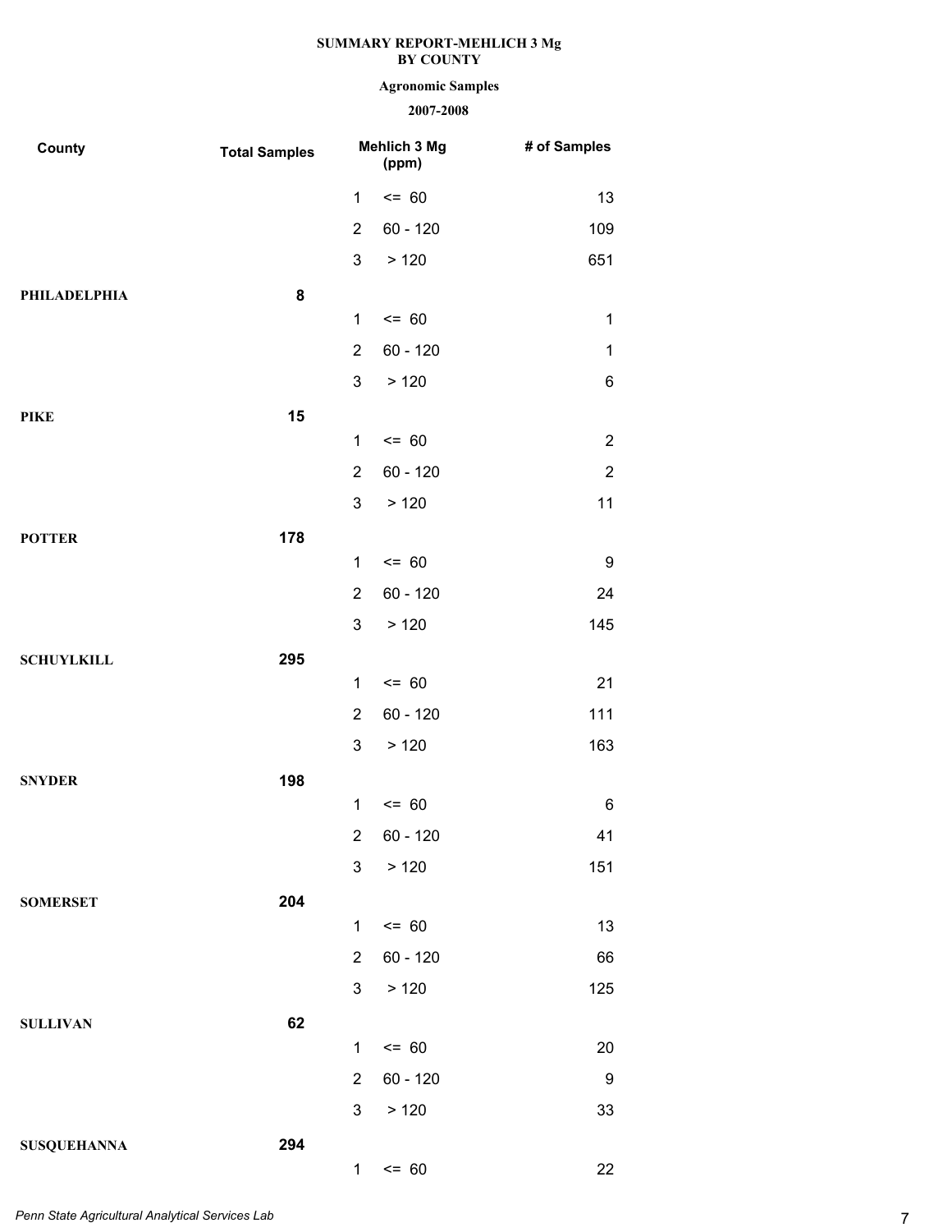**SUMMARY REPORT-MEHLICH 3 Mg**
**BY COUNTY**

**Agronomic Samples**

**2007-2008**

| County | Total Samples | Mehlich 3 Mg (ppm) | | # of Samples |
|---|---|---|---|---|
| | | 1 | <= 60 | 13 |
| | | 2 | 60 - 120 | 109 |
| | | 3 | > 120 | 651 |
| **PHILADELPHIA** | **8** | | | |
| | | 1 | <= 60 | 1 |
| | | 2 | 60 - 120 | 1 |
| | | 3 | > 120 | 6 |
| **PIKE** | **15** | | | |
| | | 1 | <= 60 | 2 |
| | | 2 | 60 - 120 | 2 |
| | | 3 | > 120 | 11 |
| **POTTER** | **178** | | | |
| | | 1 | <= 60 | 9 |
| | | 2 | 60 - 120 | 24 |
| | | 3 | > 120 | 145 |
| **SCHUYLKILL** | **295** | | | |
| | | 1 | <= 60 | 21 |
| | | 2 | 60 - 120 | 111 |
| | | 3 | > 120 | 163 |
| **SNYDER** | **198** | | | |
| | | 1 | <= 60 | 6 |
| | | 2 | 60 - 120 | 41 |
| | | 3 | > 120 | 151 |
| **SOMERSET** | **204** | | | |
| | | 1 | <= 60 | 13 |
| | | 2 | 60 - 120 | 66 |
| | | 3 | > 120 | 125 |
| **SULLIVAN** | **62** | | | |
| | | 1 | <= 60 | 20 |
| | | 2 | 60 - 120 | 9 |
| | | 3 | > 120 | 33 |
| **SUSQUEHANNA** | **294** | | | |
| | | 1 | <= 60 | 22 |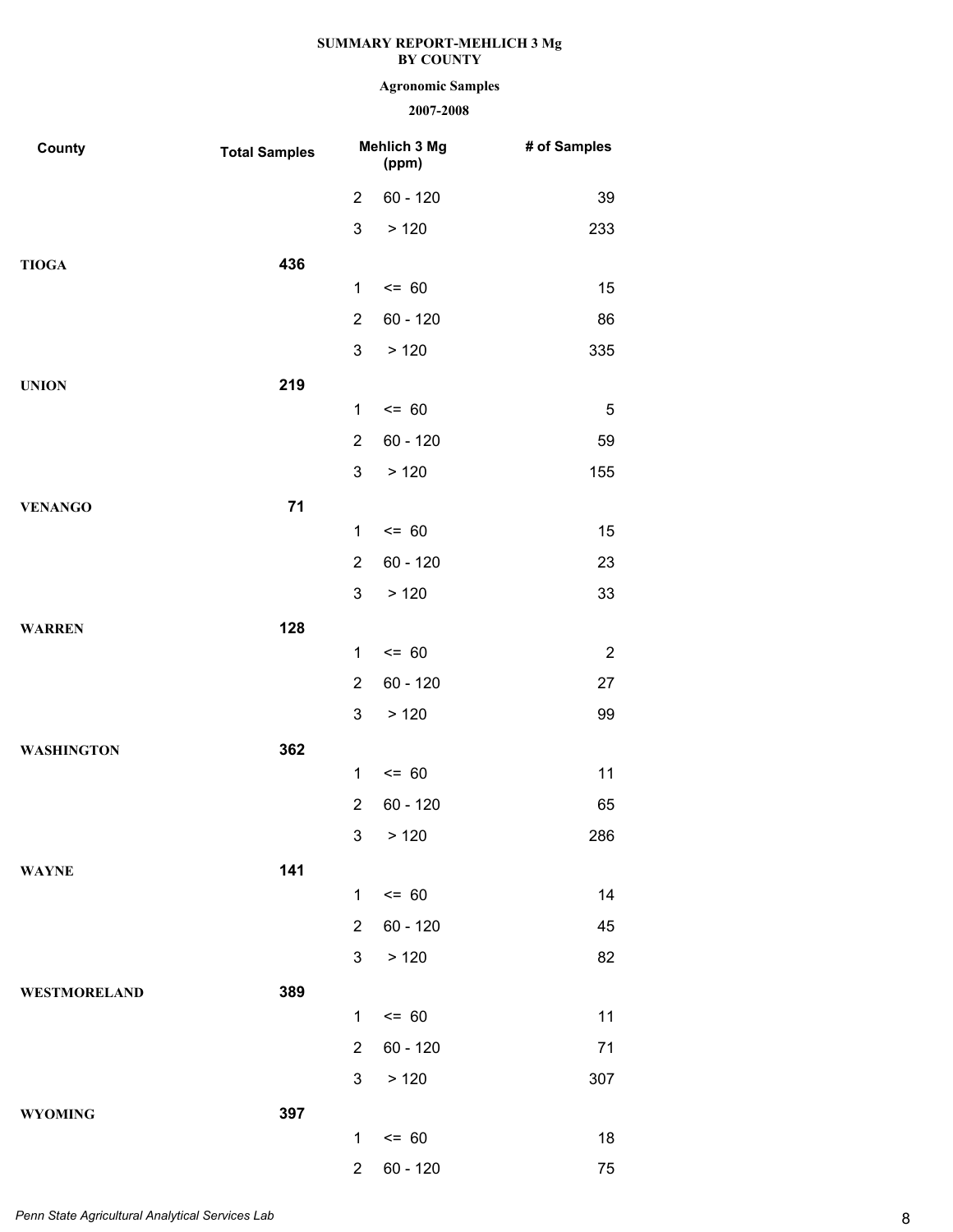**SUMMARY REPORT-MEHLICH 3 Mg**
**BY COUNTY**

**Agronomic Samples**

**2007-2008**

| County | Total Samples | | Mehlich 3 Mg (ppm) | # of Samples |
|---|---|---|---|---|
| | | 2 | 60 - 120 | 39 |
| | | 3 | > 120 | 233 |
| **TIOGA** | **436** | | | |
| | | 1 | <= 60 | 15 |
| | | 2 | 60 - 120 | 86 |
| | | 3 | > 120 | 335 |
| **UNION** | **219** | | | |
| | | 1 | <= 60 | 5 |
| | | 2 | 60 - 120 | 59 |
| | | 3 | > 120 | 155 |
| **VENANGO** | **71** | | | |
| | | 1 | <= 60 | 15 |
| | | 2 | 60 - 120 | 23 |
| | | 3 | > 120 | 33 |
| **WARREN** | **128** | | | |
| | | 1 | <= 60 | 2 |
| | | 2 | 60 - 120 | 27 |
| | | 3 | > 120 | 99 |
| **WASHINGTON** | **362** | | | |
| | | 1 | <= 60 | 11 |
| | | 2 | 60 - 120 | 65 |
| | | 3 | > 120 | 286 |
| **WAYNE** | **141** | | | |
| | | 1 | <= 60 | 14 |
| | | 2 | 60 - 120 | 45 |
| | | 3 | > 120 | 82 |
| **WESTMORELAND** | **389** | | | |
| | | 1 | <= 60 | 11 |
| | | 2 | 60 - 120 | 71 |
| | | 3 | > 120 | 307 |
| **WYOMING** | **397** | | | |
| | | 1 | <= 60 | 18 |
| | | 2 | 60 - 120 | 75 |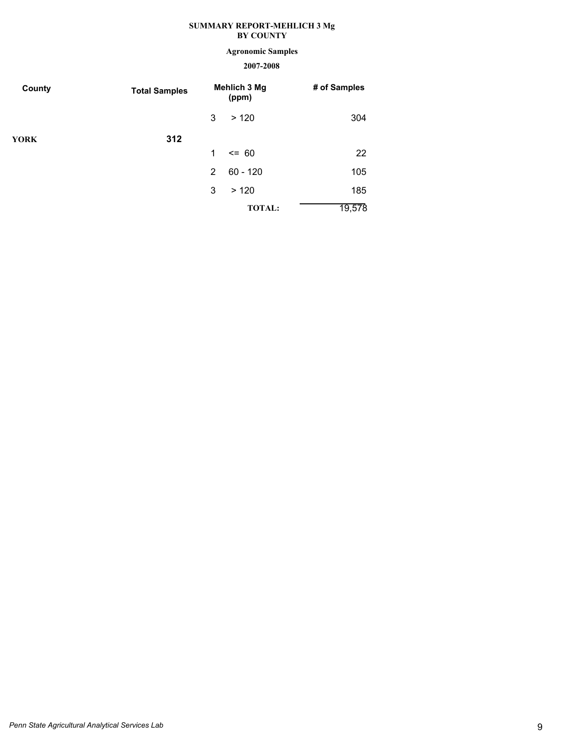**SUMMARY REPORT-MEHLICH 3 Mg**
**BY COUNTY**

**Agronomic Samples**

**2007-2008**

| County | Total Samples | Mehlich 3 Mg (ppm) | | # of Samples |
|---|---|---|---|---|
| | | 3 | > 120 | 304 |
| **YORK** | **312** | | | |
| | | 1 | <= 60 | 22 |
| | | 2 | 60 - 120 | 105 |
| | | 3 | > 120 | 185 |
| | | | **TOTAL:** | 19,578 |

*Penn State Agricultural Analytical Services Lab*